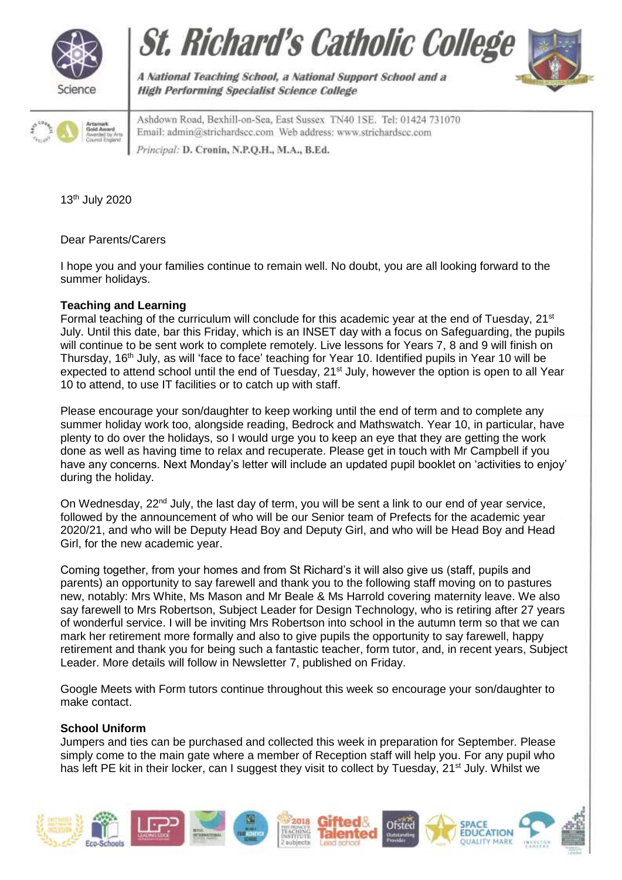# St. Richard's Catholic College

*A National Teaching School, a National Support School and a High Performing Specialist Science College*

Ashdown Road, Bexhill-on-Sea, East Sussex TN40 1SE. Tel: 01424 731070
Email: admin@strichardscc.com Web address: www.strichardscc.com

*Principal:* **D. Cronin, N.P.Q.H., M.A., B.Ed.**

13th July 2020

Dear Parents/Carers

I hope you and your families continue to remain well. No doubt, you are all looking forward to the summer holidays.

**Teaching and Learning**

Formal teaching of the curriculum will conclude for this academic year at the end of Tuesday, 21st July. Until this date, bar this Friday, which is an INSET day with a focus on Safeguarding, the pupils will continue to be sent work to complete remotely. Live lessons for Years 7, 8 and 9 will finish on Thursday, 16th July, as will 'face to face' teaching for Year 10. Identified pupils in Year 10 will be expected to attend school until the end of Tuesday, 21st July, however the option is open to all Year 10 to attend, to use IT facilities or to catch up with staff.

Please encourage your son/daughter to keep working until the end of term and to complete any summer holiday work too, alongside reading, Bedrock and Mathswatch. Year 10, in particular, have plenty to do over the holidays, so I would urge you to keep an eye that they are getting the work done as well as having time to relax and recuperate. Please get in touch with Mr Campbell if you have any concerns. Next Monday's letter will include an updated pupil booklet on 'activities to enjoy' during the holiday.

On Wednesday, 22nd July, the last day of term, you will be sent a link to our end of year service, followed by the announcement of who will be our Senior team of Prefects for the academic year 2020/21, and who will be Deputy Head Boy and Deputy Girl, and who will be Head Boy and Head Girl, for the new academic year.

Coming together, from your homes and from St Richard's it will also give us (staff, pupils and parents) an opportunity to say farewell and thank you to the following staff moving on to pastures new, notably: Mrs White, Ms Mason and Mr Beale & Ms Harrold covering maternity leave. We also say farewell to Mrs Robertson, Subject Leader for Design Technology, who is retiring after 27 years of wonderful service. I will be inviting Mrs Robertson into school in the autumn term so that we can mark her retirement more formally and also to give pupils the opportunity to say farewell, happy retirement and thank you for being such a fantastic teacher, form tutor, and, in recent years, Subject Leader. More details will follow in Newsletter 7, published on Friday.

Google Meets with Form tutors continue throughout this week so encourage your son/daughter to make contact.

**School Uniform**

Jumpers and ties can be purchased and collected this week in preparation for September. Please simply come to the main gate where a member of Reception staff will help you. For any pupil who has left PE kit in their locker, can I suggest they visit to collect by Tuesday, 21st July. Whilst we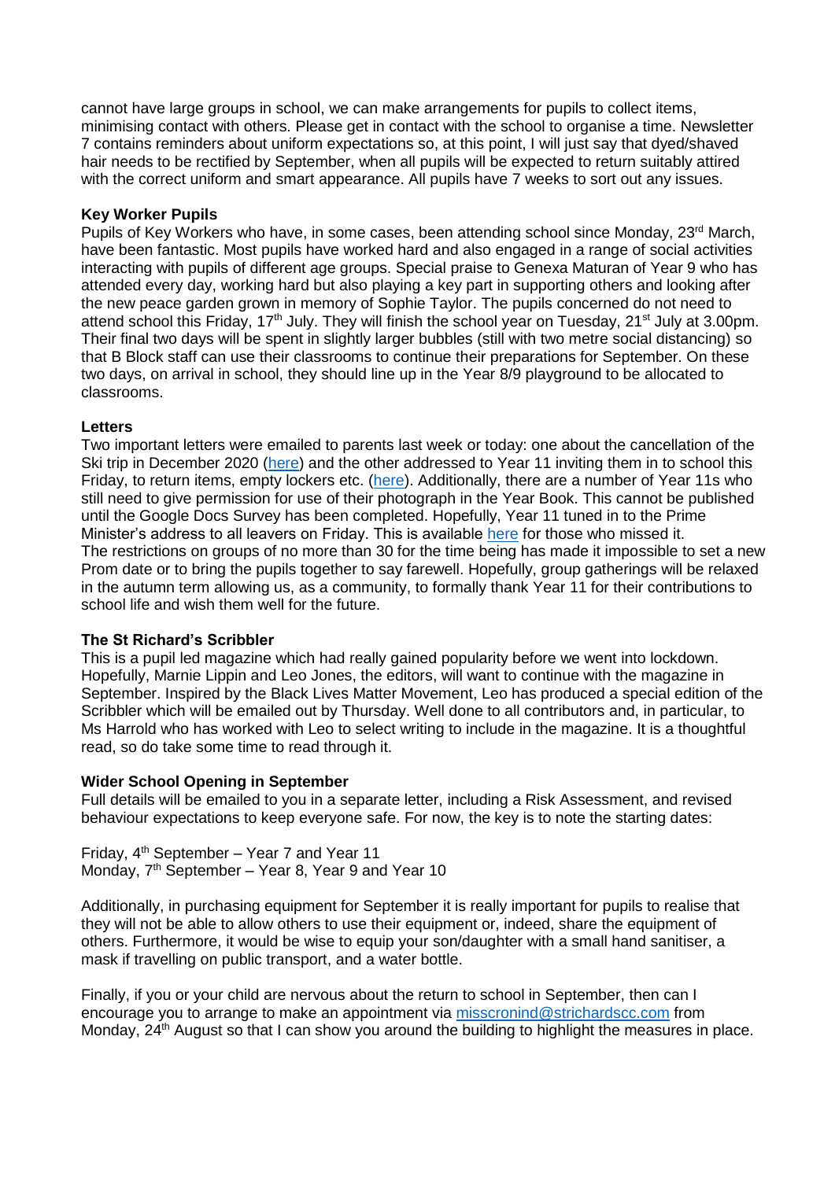cannot have large groups in school, we can make arrangements for pupils to collect items, minimising contact with others. Please get in contact with the school to organise a time. Newsletter 7 contains reminders about uniform expectations so, at this point, I will just say that dyed/shaved hair needs to be rectified by September, when all pupils will be expected to return suitably attired with the correct uniform and smart appearance. All pupils have 7 weeks to sort out any issues.

**Key Worker Pupils**

Pupils of Key Workers who have, in some cases, been attending school since Monday, 23rd March, have been fantastic. Most pupils have worked hard and also engaged in a range of social activities interacting with pupils of different age groups. Special praise to Genexa Maturan of Year 9 who has attended every day, working hard but also playing a key part in supporting others and looking after the new peace garden grown in memory of Sophie Taylor. The pupils concerned do not need to attend school this Friday, 17th July. They will finish the school year on Tuesday, 21st July at 3.00pm. Their final two days will be spent in slightly larger bubbles (still with two metre social distancing) so that B Block staff can use their classrooms to continue their preparations for September. On these two days, on arrival in school, they should line up in the Year 8/9 playground to be allocated to classrooms.

**Letters**

Two important letters were emailed to parents last week or today: one about the cancellation of the Ski trip in December 2020 (here) and the other addressed to Year 11 inviting them in to school this Friday, to return items, empty lockers etc. (here). Additionally, there are a number of Year 11s who still need to give permission for use of their photograph in the Year Book. This cannot be published until the Google Docs Survey has been completed. Hopefully, Year 11 tuned in to the Prime Minister's address to all leavers on Friday. This is available here for those who missed it.
The restrictions on groups of no more than 30 for the time being has made it impossible to set a new Prom date or to bring the pupils together to say farewell. Hopefully, group gatherings will be relaxed in the autumn term allowing us, as a community, to formally thank Year 11 for their contributions to school life and wish them well for the future.

**The St Richard's Scribbler**

This is a pupil led magazine which had really gained popularity before we went into lockdown. Hopefully, Marnie Lippin and Leo Jones, the editors, will want to continue with the magazine in September. Inspired by the Black Lives Matter Movement, Leo has produced a special edition of the Scribbler which will be emailed out by Thursday. Well done to all contributors and, in particular, to Ms Harrold who has worked with Leo to select writing to include in the magazine. It is a thoughtful read, so do take some time to read through it.

**Wider School Opening in September**

Full details will be emailed to you in a separate letter, including a Risk Assessment, and revised behaviour expectations to keep everyone safe. For now, the key is to note the starting dates:

Friday, 4th September – Year 7 and Year 11
Monday, 7th September – Year 8, Year 9 and Year 10

Additionally, in purchasing equipment for September it is really important for pupils to realise that they will not be able to allow others to use their equipment or, indeed, share the equipment of others. Furthermore, it would be wise to equip your son/daughter with a small hand sanitiser, a mask if travelling on public transport, and a water bottle.

Finally, if you or your child are nervous about the return to school in September, then can I encourage you to arrange to make an appointment via misscronind@strichardscc.com from Monday, 24th August so that I can show you around the building to highlight the measures in place.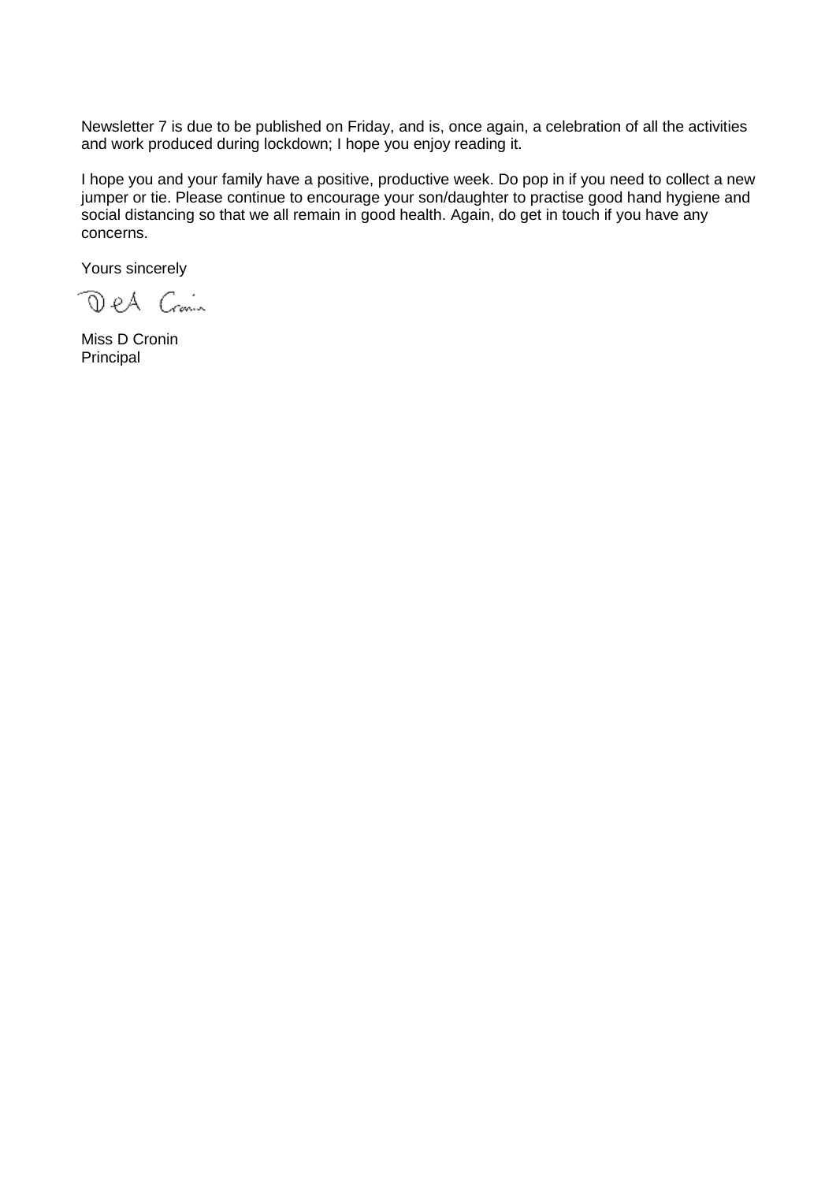Newsletter 7 is due to be published on Friday, and is, once again, a celebration of all the activities and work produced during lockdown; I hope you enjoy reading it.

I hope you and your family have a positive, productive week. Do pop in if you need to collect a new jumper or tie. Please continue to encourage your son/daughter to practise good hand hygiene and social distancing so that we all remain in good health. Again, do get in touch if you have any concerns.

Yours sincerely

Miss D Cronin
Principal